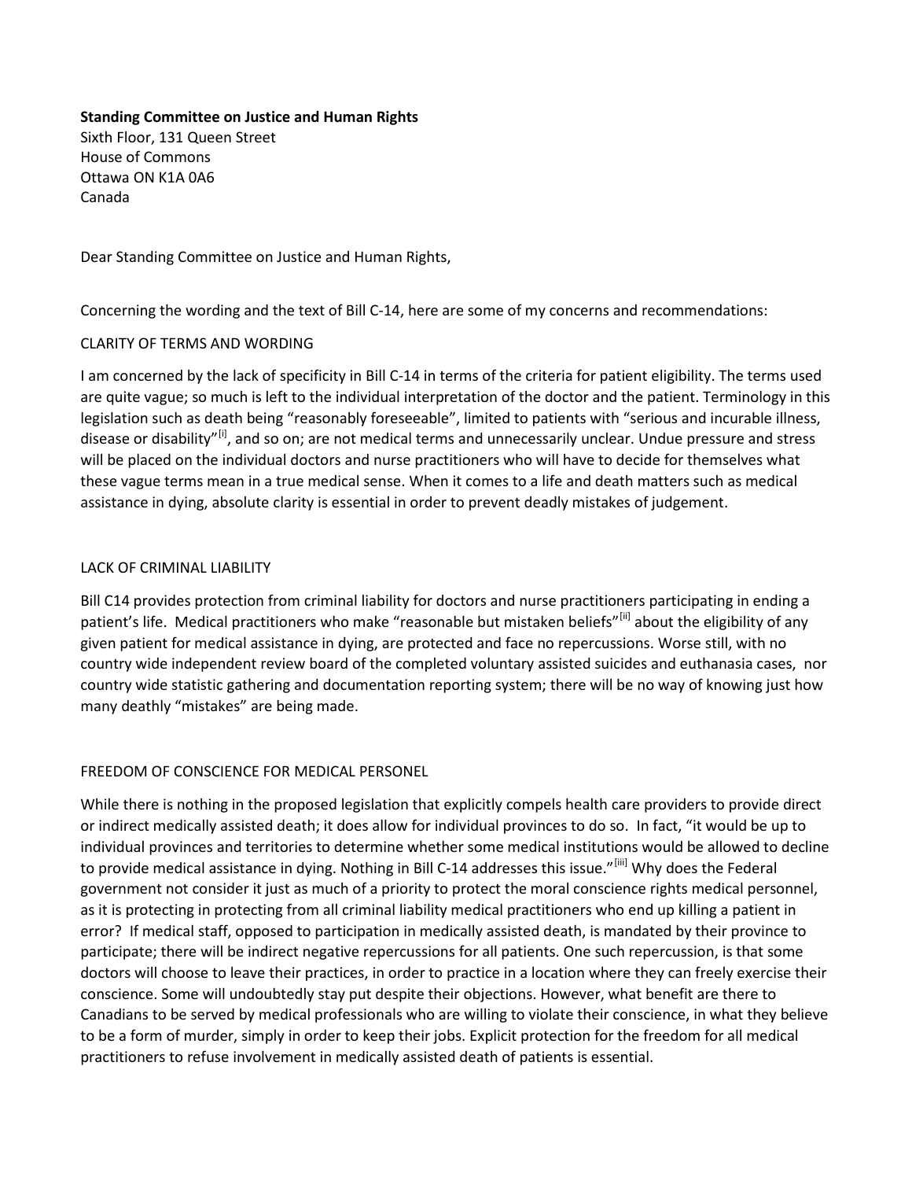**Standing Committee on Justice and Human Rights**
Sixth Floor, 131 Queen Street
House of Commons
Ottawa ON K1A 0A6
Canada

Dear Standing Committee on Justice and Human Rights,

Concerning the wording and the text of Bill C-14, here are some of my concerns and recommendations:

CLARITY OF TERMS AND WORDING

I am concerned by the lack of specificity in Bill C-14 in terms of the criteria for patient eligibility. The terms used are quite vague; so much is left to the individual interpretation of the doctor and the patient. Terminology in this legislation such as death being "reasonably foreseeable", limited to patients with "serious and incurable illness, disease or disability"[i], and so on; are not medical terms and unnecessarily unclear. Undue pressure and stress will be placed on the individual doctors and nurse practitioners who will have to decide for themselves what these vague terms mean in a true medical sense. When it comes to a life and death matters such as medical assistance in dying, absolute clarity is essential in order to prevent deadly mistakes of judgement.

LACK OF CRIMINAL LIABILITY

Bill C14 provides protection from criminal liability for doctors and nurse practitioners participating in ending a patient's life. Medical practitioners who make "reasonable but mistaken beliefs"[ii] about the eligibility of any given patient for medical assistance in dying, are protected and face no repercussions. Worse still, with no country wide independent review board of the completed voluntary assisted suicides and euthanasia cases, nor country wide statistic gathering and documentation reporting system; there will be no way of knowing just how many deathly "mistakes" are being made.

FREEDOM OF CONSCIENCE FOR MEDICAL PERSONEL

While there is nothing in the proposed legislation that explicitly compels health care providers to provide direct or indirect medically assisted death; it does allow for individual provinces to do so. In fact, "it would be up to individual provinces and territories to determine whether some medical institutions would be allowed to decline to provide medical assistance in dying. Nothing in Bill C-14 addresses this issue."[iii] Why does the Federal government not consider it just as much of a priority to protect the moral conscience rights medical personnel, as it is protecting in protecting from all criminal liability medical practitioners who end up killing a patient in error? If medical staff, opposed to participation in medically assisted death, is mandated by their province to participate; there will be indirect negative repercussions for all patients. One such repercussion, is that some doctors will choose to leave their practices, in order to practice in a location where they can freely exercise their conscience. Some will undoubtedly stay put despite their objections. However, what benefit are there to Canadians to be served by medical professionals who are willing to violate their conscience, in what they believe to be a form of murder, simply in order to keep their jobs. Explicit protection for the freedom for all medical practitioners to refuse involvement in medically assisted death of patients is essential.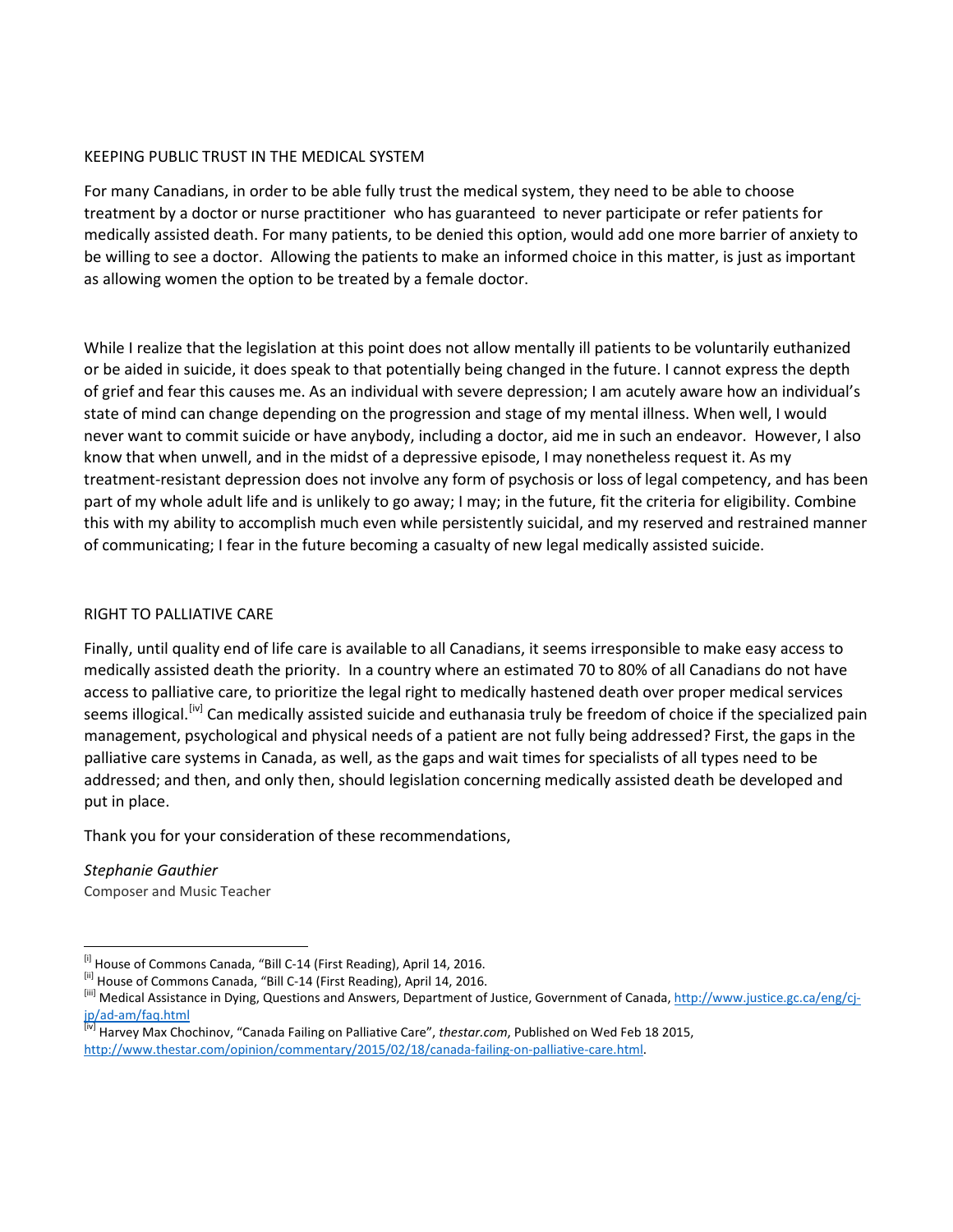## KEEPING PUBLIC TRUST IN THE MEDICAL SYSTEM

For many Canadians, in order to be able fully trust the medical system, they need to be able to choose treatment by a doctor or nurse practitioner who has guaranteed to never participate or refer patients for medically assisted death. For many patients, to be denied this option, would add one more barrier of anxiety to be willing to see a doctor. Allowing the patients to make an informed choice in this matter, is just as important as allowing women the option to be treated by a female doctor.

While I realize that the legislation at this point does not allow mentally ill patients to be voluntarily euthanized or be aided in suicide, it does speak to that potentially being changed in the future. I cannot express the depth of grief and fear this causes me. As an individual with severe depression; I am acutely aware how an individual's state of mind can change depending on the progression and stage of my mental illness. When well, I would never want to commit suicide or have anybody, including a doctor, aid me in such an endeavor. However, I also know that when unwell, and in the midst of a depressive episode, I may nonetheless request it. As my treatment-resistant depression does not involve any form of psychosis or loss of legal competency, and has been part of my whole adult life and is unlikely to go away; I may; in the future, fit the criteria for eligibility. Combine this with my ability to accomplish much even while persistently suicidal, and my reserved and restrained manner of communicating; I fear in the future becoming a casualty of new legal medically assisted suicide.

## RIGHT TO PALLIATIVE CARE

Finally, until quality end of life care is available to all Canadians, it seems irresponsible to make easy access to medically assisted death the priority. In a country where an estimated 70 to 80% of all Canadians do not have access to palliative care, to prioritize the legal right to medically hastened death over proper medical services seems illogical.[iv] Can medically assisted suicide and euthanasia truly be freedom of choice if the specialized pain management, psychological and physical needs of a patient are not fully being addressed? First, the gaps in the palliative care systems in Canada, as well, as the gaps and wait times for specialists of all types need to be addressed; and then, and only then, should legislation concerning medically assisted death be developed and put in place.

Thank you for your consideration of these recommendations,

*Stephanie Gauthier*
Composer and Music Teacher

---

[i] House of Commons Canada, "Bill C-14 (First Reading), April 14, 2016.

[ii] House of Commons Canada, "Bill C-14 (First Reading), April 14, 2016.

[iii] Medical Assistance in Dying, Questions and Answers, Department of Justice, Government of Canada, http://www.justice.gc.ca/eng/cj-jp/ad-am/faq.html

[iv] Harvey Max Chochinov, "Canada Failing on Palliative Care", *thestar.com*, Published on Wed Feb 18 2015, http://www.thestar.com/opinion/commentary/2015/02/18/canada-failing-on-palliative-care.html.